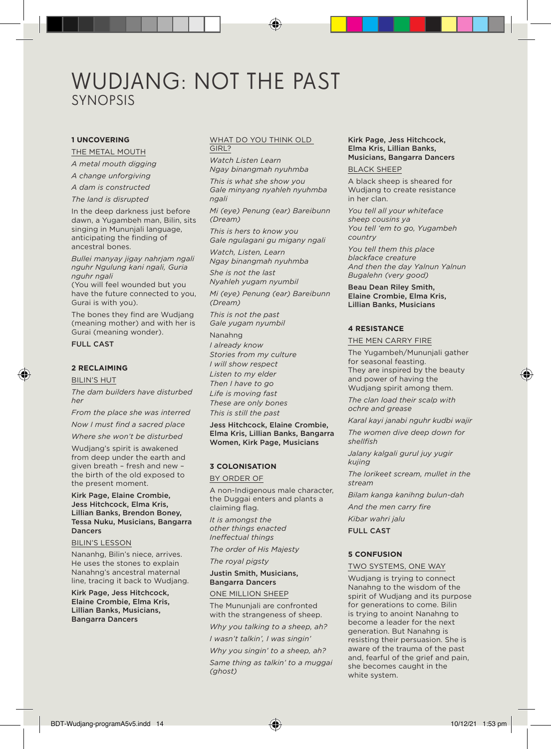# WUDJANG: NOT THE PAST

## SYNOPSIS

### 1 UNCOVERING

THE METAL MOUTH

*A metal mouth digging*

*A change unforgiving*

*A dam is constructed*

*The land is disrupted*

In the deep darkness just before dawn, a Yugambeh man, Bilin, sits singing in Mununjali language, anticipating the finding of ancestral bones.

*Bullei manyay jigay nahrjam ngali nguhr Ngulung kani ngali, Guria nguhr ngali*

(You will feel wounded but you have the future connected to you, Gurai is with you).

The bones they find are Wudjang (meaning mother) and with her is Gurai (meaning wonder).

FULL CAST

### 2 RECLAIMING

BILIN'S HUT

*The dam builders have disturbed her*

*From the place she was interred*

*Now I must find a sacred place*

*Where she won't be disturbed*

Wudjang's spirit is awakened from deep under the earth and given breath – fresh and new – the birth of the old exposed to the present moment.

**Kirk Page, Elaine Crombie, Jess Hitchcock, Elma Kris, Lillian Banks, Brendon Boney, Tessa Nuku, Musicians, Bangarra Dancers**

BILIN'S LESSON

Nananhg, Bilin's niece, arrives. He uses the stones to explain Nanahng's ancestral maternal line, tracing it back to Wudjang.

**Kirk Page, Jess Hitchcock, Elaine Crombie, Elma Kris, Lillian Banks, Musicians, Bangarra Dancers**

WHAT DO YOU THINK OLD GIRL?

*Watch Listen Learn*

*Ngay binangmah nyuhmba*

*This is what she show you*

*Gale minyang nyahleh nyuhmba ngali*

*Mi (eye) Penung (ear) Bareibunn (Dream)*

*This is hers to know you*

*Gale ngulagani gu migany ngali*

*Watch, Listen, Learn*

*Ngay binangmah nyuhmba*

*She is not the last*

*Nyahleh yugam nyumbil*

*Mi (eye) Penung (ear) Bareibunn (Dream)*

*This is not the past*

*Gale yugam nyumbil*

Nanahng

*I already know*

*Stories from my culture*

*I will show respect*

*Listen to my elder*

*Then I have to go*

*Life is moving fast*

*These are only bones*

*This is still the past*

**Jess Hitchcock, Elaine Crombie, Elma Kris, Lillian Banks, Bangarra Women, Kirk Page, Musicians**

### 3 COLONISATION

BY ORDER OF

A non-Indigenous male character, the Duggai enters and plants a claiming flag.

*It is amongst the other things enacted Ineffectual things*

*The order of His Majesty*

*The royal pigsty*

**Justin Smith, Musicians, Bangarra Dancers**

ONE MILLION SHEEP

The Mununjali are confronted with the strangeness of sheep.

*Why you talking to a sheep, ah?*

*I wasn't talkin', I was singin'*

*Why you singin' to a sheep, ah?*

*Same thing as talkin' to a muggai (ghost)*

**Kirk Page, Jess Hitchcock, Elma Kris, Lillian Banks, Musicians, Bangarra Dancers**

BLACK SHEEP

A black sheep is sheared for Wudjang to create resistance in her clan.

*You tell all your whiteface sheep cousins ya*

*You tell 'em to go, Yugambeh country*

*You tell them this place blackface creature*

*And then the day Yalnun Yalnun Bugalehn (very good)*

**Beau Dean Riley Smith, Elaine Crombie, Elma Kris, Lillian Banks, Musicians**

### 4 RESISTANCE

THE MEN CARRY FIRE

The Yugambeh/Mununjali gather for seasonal feasting. They are inspired by the beauty and power of having the Wudjang spirit among them.

*The clan load their scalp with ochre and grease*

*Karal kayi janabi nguhr kudbi wajir*

*The women dive deep down for shellfish*

*Jalany kalgali gurul juy yugir kujing*

*The lorikeet scream, mullet in the stream*

*Bilam kanga kanihng bulun-dah*

*And the men carry fire*

*Kibar wahri jalu*

FULL CAST

### 5 CONFUSION

TWO SYSTEMS, ONE WAY

Wudjang is trying to connect Nanahng to the wisdom of the spirit of Wudjang and its purpose for generations to come. Bilin is trying to anoint Nanahng to become a leader for the next generation. But Nanahng is resisting their persuasion. She is aware of the trauma of the past and, fearful of the grief and pain, she becomes caught in the white system.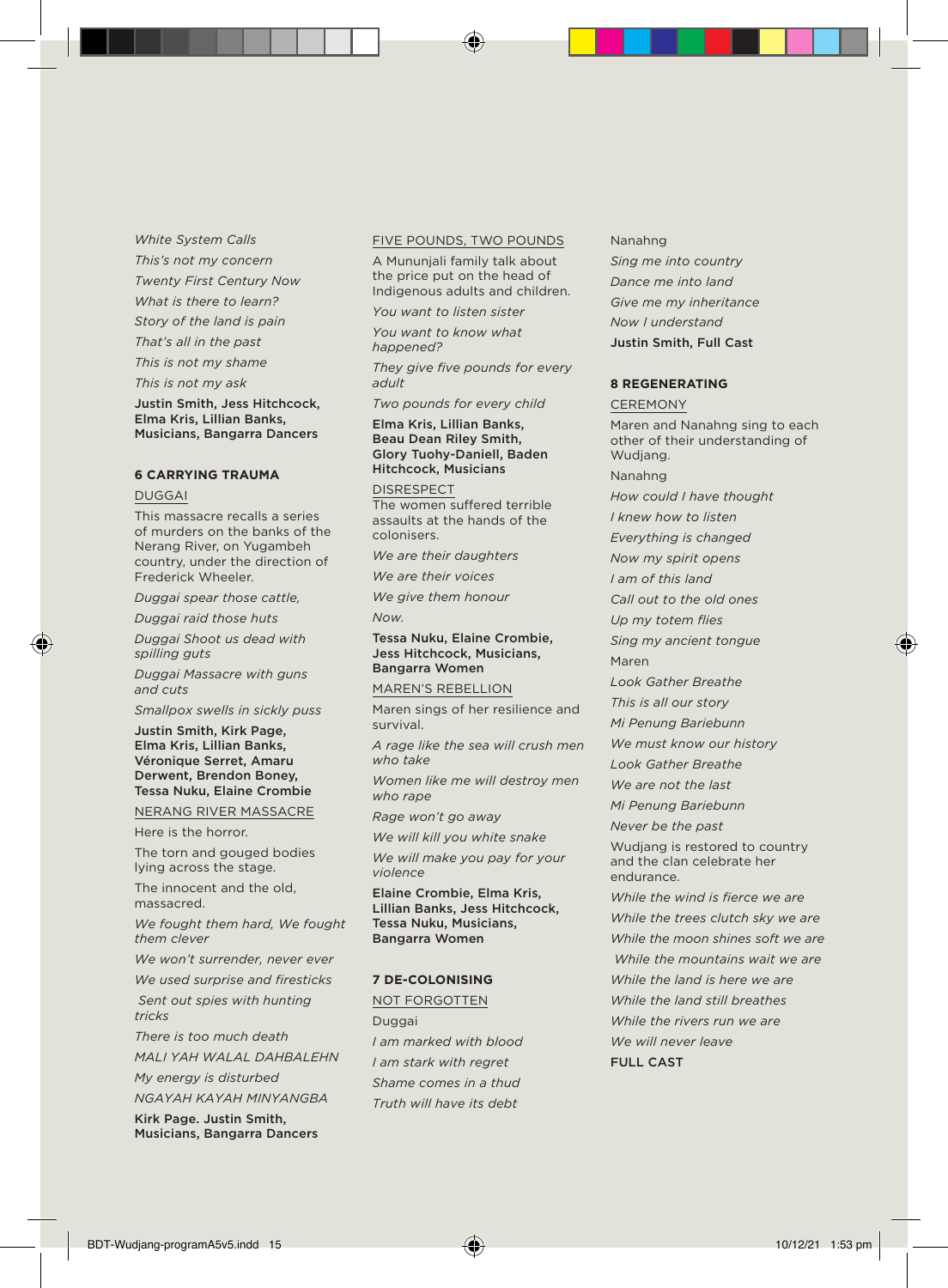*White System Calls*

*This's not my concern*

*Twenty First Century Now*

*What is there to learn?*

*Story of the land is pain*

*That's all in the past*

*This is not my shame*

*This is not my ask*

Justin Smith, Jess Hitchcock, Elma Kris, Lillian Banks, Musicians, Bangarra Dancers

### 6 CARRYING TRAUMA

DUGGAI

This massacre recalls a series of murders on the banks of the Nerang River, on Yugambeh country, under the direction of Frederick Wheeler.

*Duggai spear those cattle,*

*Duggai raid those huts*

*Duggai Shoot us dead with spilling guts*

*Duggai Massacre with guns and cuts*

*Smallpox swells in sickly puss*

Justin Smith, Kirk Page, Elma Kris, Lillian Banks, Véronique Serret, Amaru Derwent, Brendon Boney, Tessa Nuku, Elaine Crombie

NERANG RIVER MASSACRE

Here is the horror.

The torn and gouged bodies lying across the stage.

The innocent and the old, massacred.

*We fought them hard, We fought them clever*

*We won't surrender, never ever*

*We used surprise and firesticks*

*Sent out spies with hunting tricks*

*There is too much death*

*MALI YAH WALAL DAHBALEHN*

*My energy is disturbed*

*NGAYAH KAYAH MINYANGBA*

Kirk Page. Justin Smith, Musicians, Bangarra Dancers

FIVE POUNDS, TWO POUNDS

A Mununjali family talk about the price put on the head of Indigenous adults and children.

*You want to listen sister*

*You want to know what happened?*

*They give five pounds for every adult*

*Two pounds for every child*

Elma Kris, Lillian Banks, Beau Dean Riley Smith, Glory Tuohy-Daniell, Baden Hitchcock, Musicians

DISRESPECT

The women suffered terrible assaults at the hands of the colonisers.

*We are their daughters*

*We are their voices*

*We give them honour*

*Now.*

Tessa Nuku, Elaine Crombie, Jess Hitchcock, Musicians, Bangarra Women

MAREN'S REBELLION

Maren sings of her resilience and survival.

*A rage like the sea will crush men who take*

*Women like me will destroy men who rape*

*Rage won't go away*

*We will kill you white snake*

*We will make you pay for your violence*

Elaine Crombie, Elma Kris, Lillian Banks, Jess Hitchcock, Tessa Nuku, Musicians, Bangarra Women

### 7 DE-COLONISING

NOT FORGOTTEN

Duggai

*I am marked with blood*

*I am stark with regret*

*Shame comes in a thud*

*Truth will have its debt*

Nanahng

*Sing me into country*

*Dance me into land*

*Give me my inheritance*

*Now I understand*

Justin Smith, Full Cast

### 8 REGENERATING

CEREMONY

Maren and Nanahng sing to each other of their understanding of Wudjang.

Nanahng

*How could I have thought*

*I knew how to listen*

*Everything is changed*

*Now my spirit opens*

*I am of this land*

*Call out to the old ones*

*Up my totem flies*

*Sing my ancient tongue*

Maren

*Look Gather Breathe*

*This is all our story*

*Mi Penung Bariebunn*

*We must know our history*

*Look Gather Breathe*

*We are not the last*

*Mi Penung Bariebunn*

*Never be the past*

Wudjang is restored to country and the clan celebrate her endurance.

*While the wind is fierce we are*

*While the trees clutch sky we are*

*While the moon shines soft we are*

*While the mountains wait we are*

*While the land is here we are*

*While the land still breathes*

*While the rivers run we are*

*We will never leave*

FULL CAST